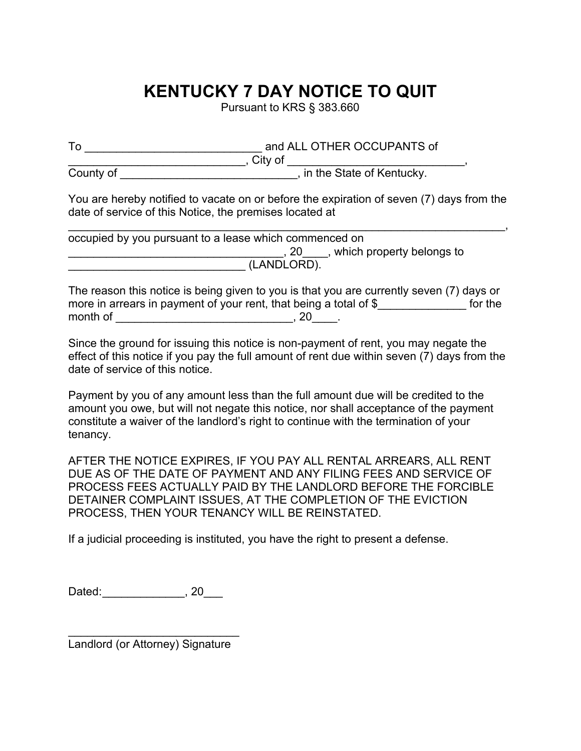# KENTUCKY 7 DAY NOTICE TO QUIT

Pursuant to KRS § 383.660

To ____________________________ and ALL OTHER OCCUPANTS of ____________________________, City of ____________________________, County of ____________________________, in the State of Kentucky.

You are hereby notified to vacate on or before the expiration of seven (7) days from the date of service of this Notice, the premises located at ______________________________________________________________________, occupied by you pursuant to a lease which commenced on __________________________________, 20____, which property belongs to ____________________________ (LANDLORD).

The reason this notice is being given to you is that you are currently seven (7) days or more in arrears in payment of your rent, that being a total of $______________ for the month of ____________________________, 20____.

Since the ground for issuing this notice is non-payment of rent, you may negate the effect of this notice if you pay the full amount of rent due within seven (7) days from the date of service of this notice.

Payment by you of any amount less than the full amount due will be credited to the amount you owe, but will not negate this notice, nor shall acceptance of the payment constitute a waiver of the landlord's right to continue with the termination of your tenancy.

AFTER THE NOTICE EXPIRES, IF YOU PAY ALL RENTAL ARREARS, ALL RENT DUE AS OF THE DATE OF PAYMENT AND ANY FILING FEES AND SERVICE OF PROCESS FEES ACTUALLY PAID BY THE LANDLORD BEFORE THE FORCIBLE DETAINER COMPLAINT ISSUES, AT THE COMPLETION OF THE EVICTION PROCESS, THEN YOUR TENANCY WILL BE REINSTATED.

If a judicial proceeding is instituted, you have the right to present a defense.

Dated:_____________, 20___

____________________________
Landlord (or Attorney) Signature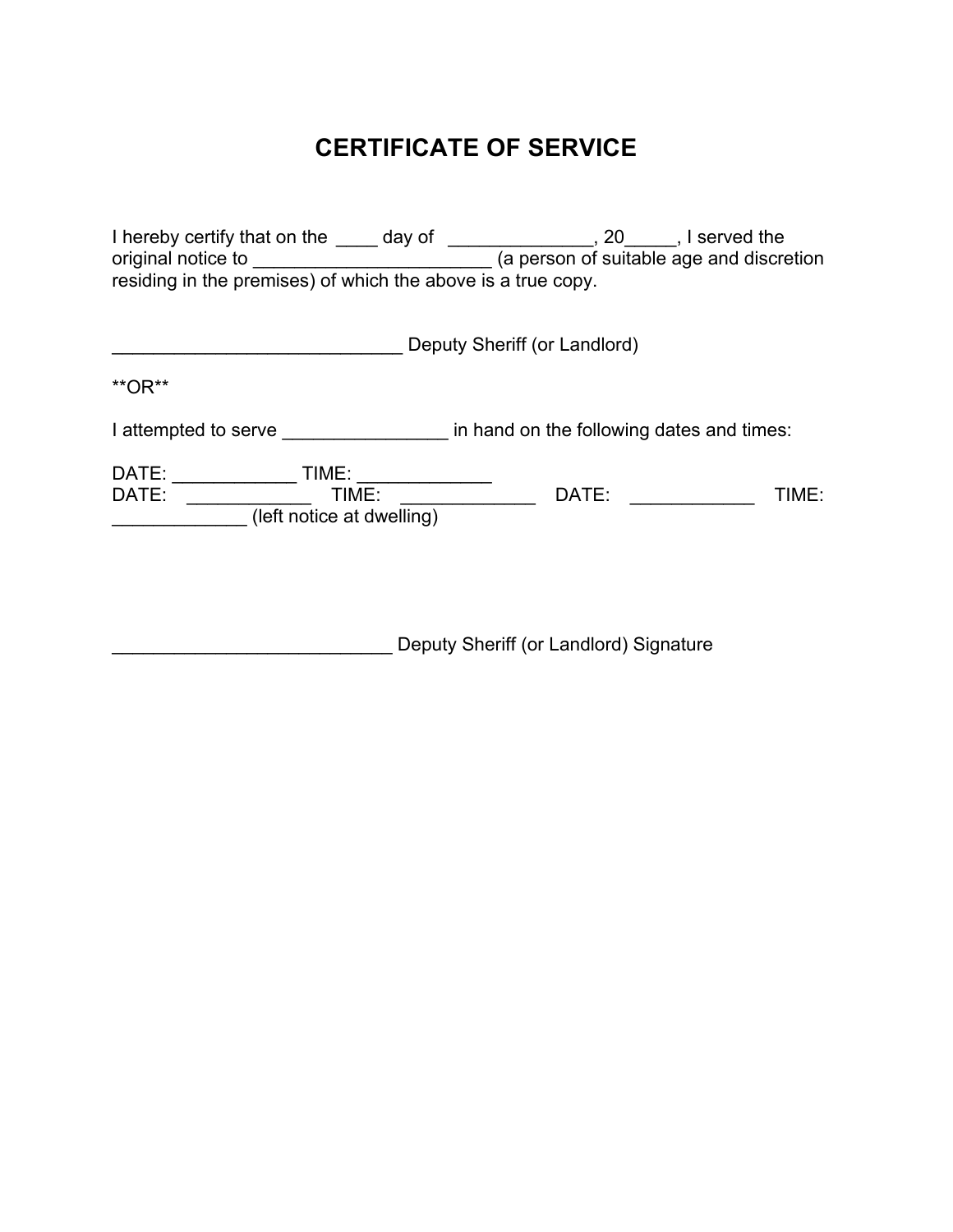# CERTIFICATE OF SERVICE

I hereby certify that on the ____ day of ______________, 20_____, I served the original notice to _______________________ (a person of suitable age and discretion residing in the premises) of which the above is a true copy.

____________________________ Deputy Sheriff (or Landlord)

**OR**

I attempted to serve ________________ in hand on the following dates and times:

DATE: ____________ TIME: _____________
DATE: ____________ TIME: _____________ DATE: ____________ TIME: _____________ (left notice at dwelling)

___________________________ Deputy Sheriff (or Landlord) Signature